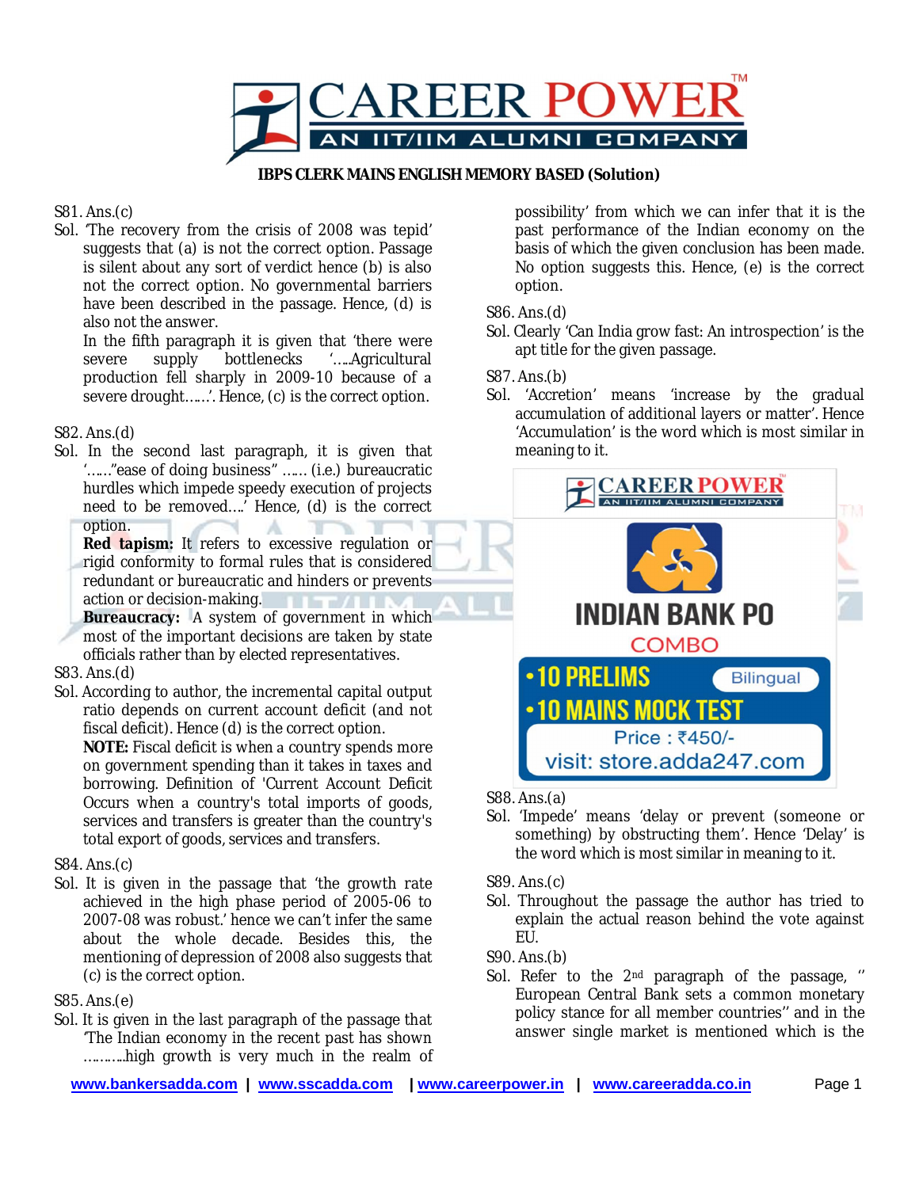**IBPS CLERK MAINS ENGLISH MEMORY BASED (Solution)**

S81. Ans.(c)

Sol. 'The recovery from the crisis of 2008 was tepid' suggests that (a) is not the correct option. Passage is silent about any sort of verdict hence (b) is also not the correct option. No governmental barriers have been described in the passage. Hence, (d) is also not the answer.

In the fifth paragraph it is given that 'there were severe supply bottlenecks '.....Agricultural production fell sharply in 2009-10 because of a severe drought.......'. Hence, (c) is the correct option.

S82. Ans.(d)

Sol. In the second last paragraph, it is given that '......"ease of doing business" ...... (i.e.) bureaucratic hurdles which impede speedy execution of projects need to be removed....' Hence, (d) is the correct option.

**Red tapism:** It refers to excessive regulation or rigid conformity to formal rules that is considered redundant or bureaucratic and hinders or prevents action or decision-making.

**Bureaucracy:** A system of government in which most of the important decisions are taken by state officials rather than by elected representatives.

S83. Ans.(d)

Sol. According to author, the incremental capital output ratio depends on current account deficit (and not fiscal deficit). Hence (d) is the correct option.

**NOTE:** Fiscal deficit is when a country spends more on government spending than it takes in taxes and borrowing. Definition of 'Current Account Deficit Occurs when a country's total imports of goods, services and transfers is greater than the country's total export of goods, services and transfers.

S84. Ans.(c)

Sol. It is given in the passage that 'the growth rate achieved in the high phase period of 2005-06 to 2007-08 was robust.' hence we can't infer the same about the whole decade. Besides this, the mentioning of depression of 2008 also suggests that (c) is the correct option.

S85. Ans.(e)

Sol. It is given in the last paragraph of the passage that 'The Indian economy in the recent past has shown ..........high growth is very much in the realm of possibility' from which we can infer that it is the past performance of the Indian economy on the basis of which the given conclusion has been made. No option suggests this. Hence, (e) is the correct option.

S86. Ans.(d)

Sol. Clearly 'Can India grow fast: An introspection' is the apt title for the given passage.

S87. Ans.(b)

Sol. 'Accretion' means 'increase by the gradual accumulation of additional layers or matter'. Hence 'Accumulation' is the word which is most similar in meaning to it.

S88. Ans.(a)

Sol. 'Impede' means 'delay or prevent (someone or something) by obstructing them'. Hence 'Delay' is the word which is most similar in meaning to it.

S89. Ans.(c)

Sol. Throughout the passage the author has tried to explain the actual reason behind the vote against EU.

S90. Ans.(b)

Sol. Refer to the 2nd paragraph of the passage, '' European Central Bank sets a common monetary policy stance for all member countries'' and in the answer single market is mentioned which is the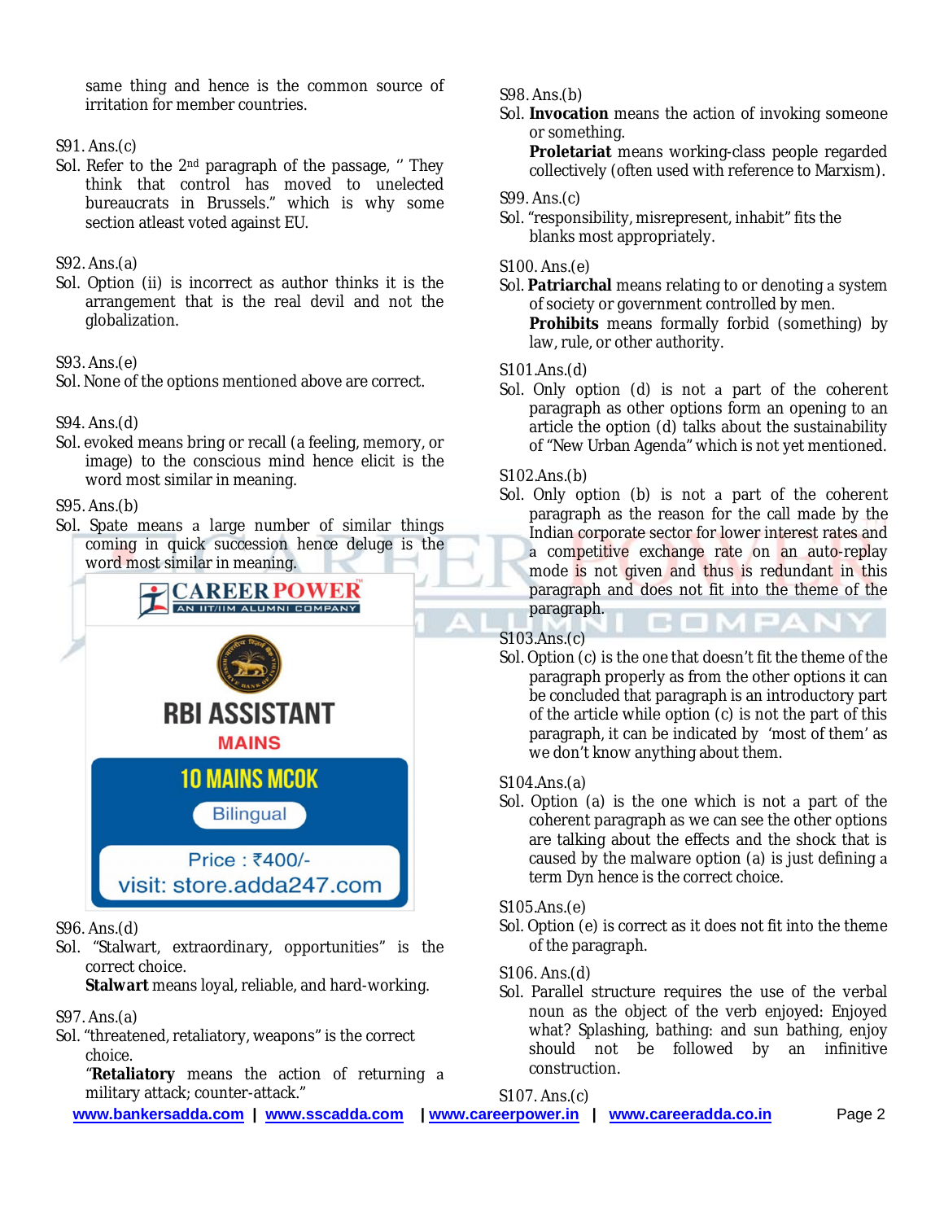same thing and hence is the common source of irritation for member countries.

S91. Ans.(c)

Sol. Refer to the 2nd paragraph of the passage, '' They think that control has moved to unelected bureaucrats in Brussels." which is why some section atleast voted against EU.

S92. Ans.(a)

Sol. Option (ii) is incorrect as author thinks it is the arrangement that is the real devil and not the globalization.

S93. Ans.(e)

Sol. None of the options mentioned above are correct.

S94. Ans.(d)

Sol. evoked means bring or recall (a feeling, memory, or image) to the conscious mind hence elicit is the word most similar in meaning.

S95. Ans.(b)

Sol. Spate means a large number of similar things coming in quick succession hence deluge is the word most similar in meaning.

CAREER POWER — AN IIT/IIM ALUMNI COMPANY

RBI ASSISTANT MAINS

10 MAINS MCOK

Bilingual

Price : ₹400/-

visit: store.adda247.com

S96. Ans.(d)

Sol. "Stalwart, extraordinary, opportunities" is the correct choice.

**Stalwart** means loyal, reliable, and hard-working.

S97. Ans.(a)

Sol. "threatened, retaliatory, weapons" is the correct choice.

"**Retaliatory** means the action of returning a military attack; counter-attack."

S98. Ans.(b)

Sol. **Invocation** means the action of invoking someone or something.

**Proletariat** means working-class people regarded collectively (often used with reference to Marxism).

S99. Ans.(c)

Sol. "responsibility, misrepresent, inhabit" fits the blanks most appropriately.

S100. Ans.(e)

Sol. **Patriarchal** means relating to or denoting a system of society or government controlled by men.

**Prohibits** means formally forbid (something) by law, rule, or other authority.

S101.Ans.(d)

Sol. Only option (d) is not a part of the coherent paragraph as other options form an opening to an article the option (d) talks about the sustainability of "New Urban Agenda" which is not yet mentioned.

S102.Ans.(b)

Sol. Only option (b) is not a part of the coherent paragraph as the reason for the call made by the Indian corporate sector for lower interest rates and a competitive exchange rate on an auto-replay mode is not given and thus is redundant in this paragraph and does not fit into the theme of the paragraph.

S103.Ans.(c)

Sol. Option (c) is the one that doesn't fit the theme of the paragraph properly as from the other options it can be concluded that paragraph is an introductory part of the article while option (c) is not the part of this paragraph, it can be indicated by 'most of them' as we don't know anything about them.

S104.Ans.(a)

Sol. Option (a) is the one which is not a part of the coherent paragraph as we can see the other options are talking about the effects and the shock that is caused by the malware option (a) is just defining a term Dyn hence is the correct choice.

S105.Ans.(e)

Sol. Option (e) is correct as it does not fit into the theme of the paragraph.

S106. Ans.(d)

Sol. Parallel structure requires the use of the verbal noun as the object of the verb enjoyed: Enjoyed what? Splashing, bathing: and sun bathing, enjoy should not be followed by an infinitive construction.

S107. Ans.(c)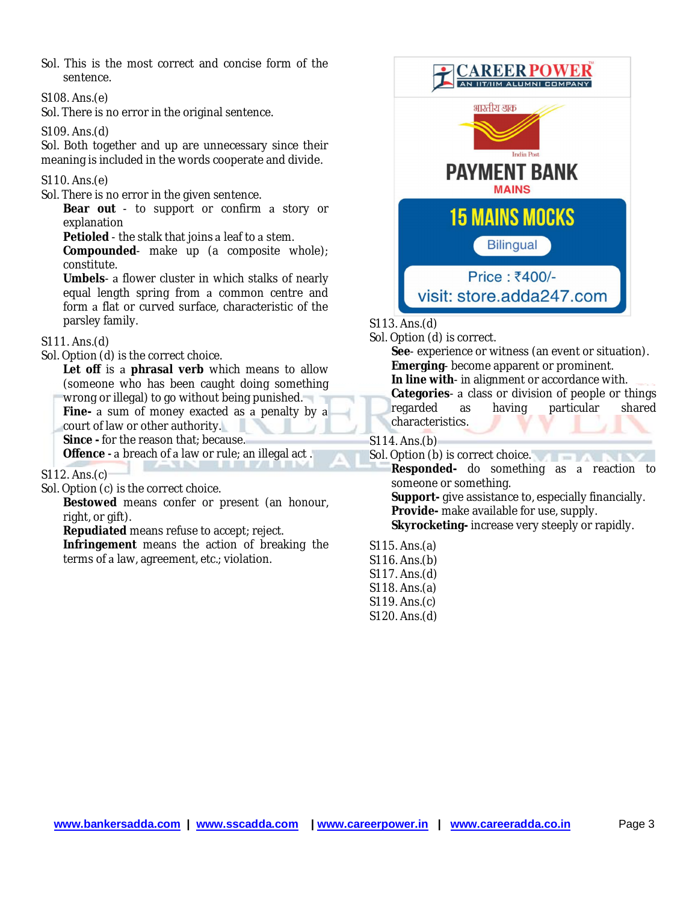Sol. This is the most correct and concise form of the sentence.

S108. Ans.(e)

Sol. There is no error in the original sentence.

S109. Ans.(d)

Sol. Both together and up are unnecessary since their meaning is included in the words cooperate and divide.

S110. Ans.(e)

Sol. There is no error in the given sentence.

**Bear out** - to support or confirm a story or explanation

**Petioled** - the stalk that joins a leaf to a stem.

**Compounded**- make up (a composite whole); constitute.

**Umbels**- a flower cluster in which stalks of nearly equal length spring from a common centre and form a flat or curved surface, characteristic of the parsley family.

S111. Ans.(d)

Sol. Option (d) is the correct choice.

**Let off** is a **phrasal verb** which means to allow (someone who has been caught doing something wrong or illegal) to go without being punished.

**Fine-** a sum of money exacted as a penalty by a court of law or other authority.

**Since -** for the reason that; because.

**Offence -** a breach of a law or rule; an illegal act .

S112. Ans.(c)

Sol. Option (c) is the correct choice.

**Bestowed** means confer or present (an honour, right, or gift).

**Repudiated** means refuse to accept; reject.

**Infringement** means the action of breaking the terms of a law, agreement, etc.; violation.

CAREER POWER
AN IIT/IIM ALUMNI COMPANY
भारतीय डाक
India Post
PAYMENT BANK
MAINS
15 MAINS MOCKS
Bilingual
Price : ₹400/-
visit: store.adda247.com

S113. Ans.(d)

Sol. Option (d) is correct.

**See**- experience or witness (an event or situation).

**Emerging**- become apparent or prominent.

**In line with**- in alignment or accordance with.

**Categories**- a class or division of people or things regarded as having particular shared characteristics.

S114. Ans.(b)

Sol. Option (b) is correct choice.

**Responded-** do something as a reaction to someone or something.

**Support-** give assistance to, especially financially.

**Provide-** make available for use, supply.

**Skyrocketing-** increase very steeply or rapidly.

S115. Ans.(a)

S116. Ans.(b)

S117. Ans.(d)

S118. Ans.(a)

S119. Ans.(c)

S120. Ans.(d)